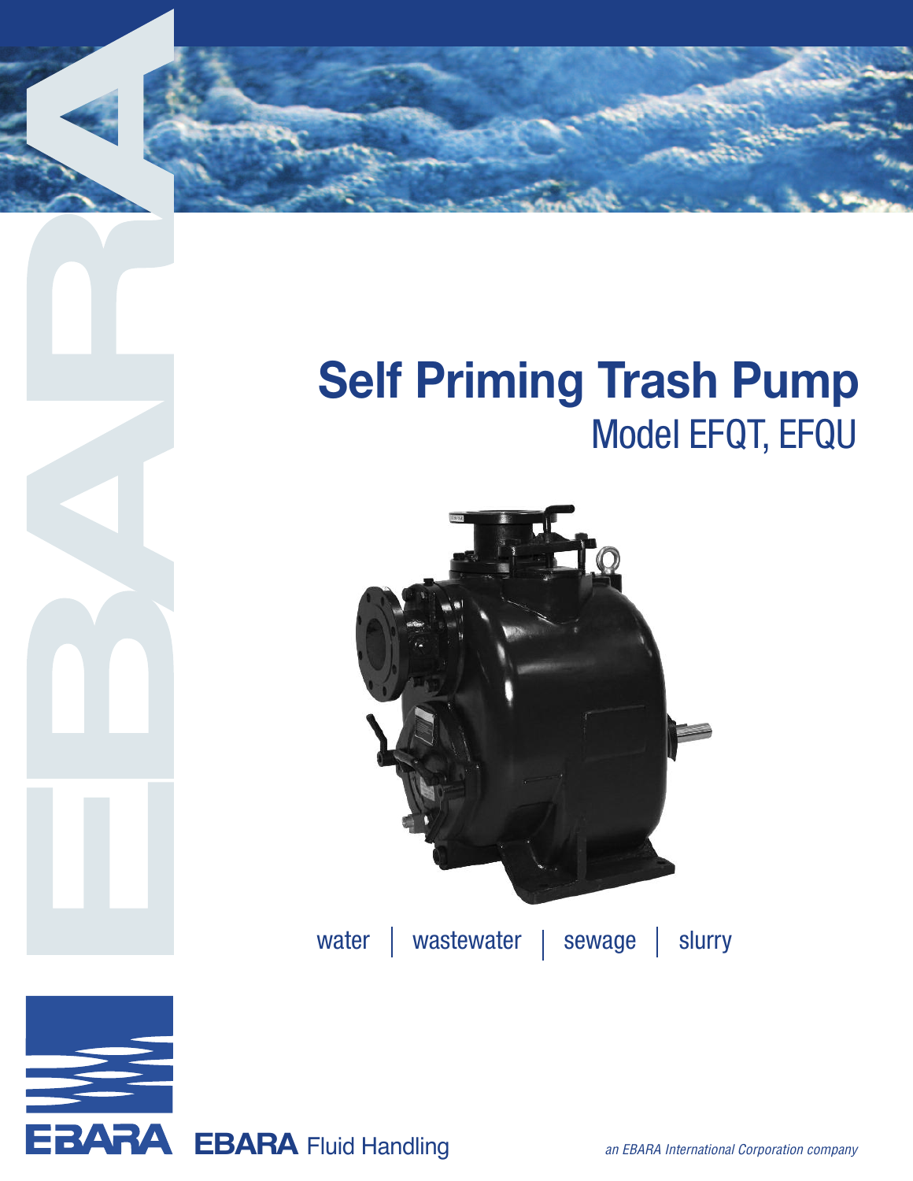# Self Priming Trash Pump

## Model EFQT, EFQU

water | wastewater | sewage | slurry

EBARA Fluid Handling

*an EBARA International Corporation company*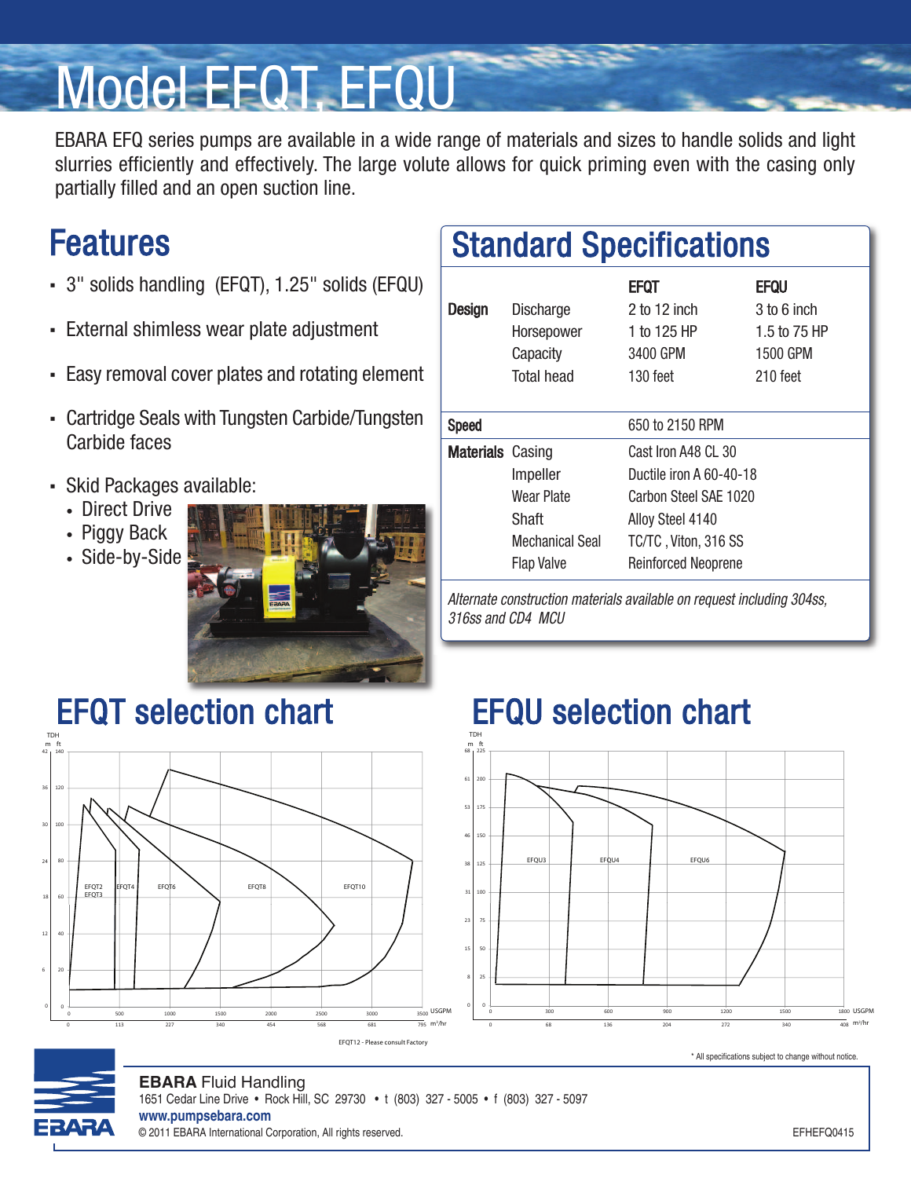# Model EFQT, EFQU

EBARA EFQ series pumps are available in a wide range of materials and sizes to handle solids and light slurries efficiently and effectively. The large volute allows for quick priming even with the casing only partially filled and an open suction line.

## Features

- 3" solids handling (EFQT), 1.25" solids (EFQU)
- External shimless wear plate adjustment
- Easy removal cover plates and rotating element
- Cartridge Seals with Tungsten Carbide/Tungsten Carbide faces
- Skid Packages available:
  - Direct Drive
  - Piggy Back
  - Side-by-Side

## Standard Specifications

| | | EFQT | EFQU |
|---|---|---|---|
| **Design** | Discharge | 2 to 12 inch | 3 to 6 inch |
| | Horsepower | 1 to 125 HP | 1.5 to 75 HP |
| | Capacity | 3400 GPM | 1500 GPM |
| | Total head | 130 feet | 210 feet |
| **Speed** | | 650 to 2150 RPM | |
| **Materials** | Casing | Cast Iron A48 CL 30 | |
| | Impeller | Ductile iron A 60-40-18 | |
| | Wear Plate | Carbon Steel SAE 1020 | |
| | Shaft | Alloy Steel 4140 | |
| | Mechanical Seal | TC/TC , Viton, 316 SS | |
| | Flap Valve | Reinforced Neoprene | |

*Alternate construction materials available on request including 304ss, 316ss and CD4 MCU*

## EFQT selection chart

TDH
m ft
42 140
36 120
30 100
24 80
18 60
12 40
6 20
0 0

EFQT2
EFQT3
EFQT4
EFQT6
EFQT8
EFQT10

0 500 1000 1500 2000 2500 3000 3500 USGPM
0 113 227 340 454 568 681 795 m³/hr

EFQT12 - Please consult Factory

## EFQU selection chart

TDH
m ft
68 225
61 200
53 175
46 150
38 125
31 100
23 75
15 50
8 25
0 0

EFQU3
EFQU4
EFQU6

0 300 600 900 1200 1500 1800 USGPM
0 68 136 204 272 340 408 m³/hr

* All specifications subject to change without notice.

**EBARA** Fluid Handling
1651 Cedar Line Drive • Rock Hill, SC 29730 • t (803) 327 - 5005 • f (803) 327 - 5097
**www.pumpsebara.com**
© 2011 EBARA International Corporation, All rights reserved.

EFHEFQ0415